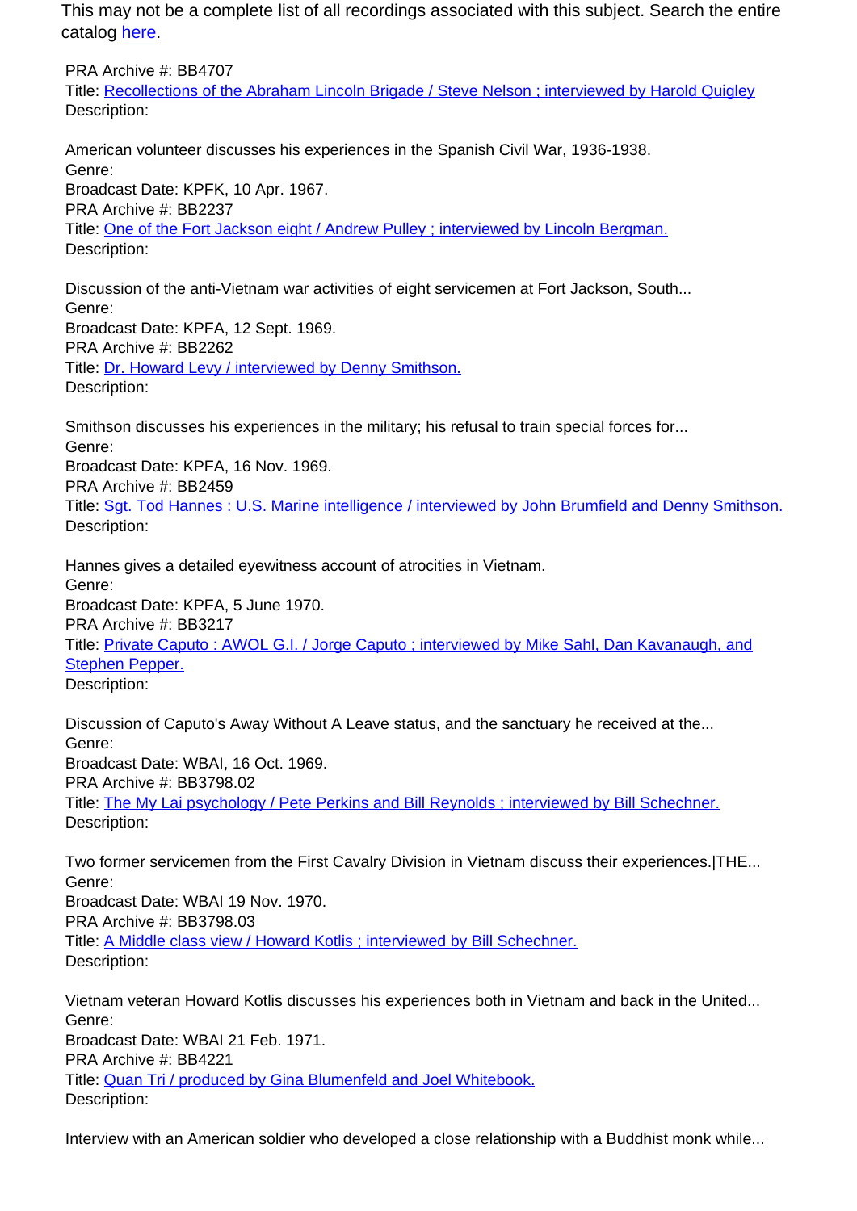This may not be a complete list of all recordings associated with this subject. Search the entire catalog [here](#).

PRA Archive #: BB4707
Title: [Recollections of the Abraham Lincoln Brigade / Steve Nelson ; interviewed by Harold Quigley](#)
Description:

American volunteer discusses his experiences in the Spanish Civil War, 1936-1938.
Genre:
Broadcast Date: KPFK, 10 Apr. 1967.
PRA Archive #: BB2237
Title: [One of the Fort Jackson eight / Andrew Pulley ; interviewed by Lincoln Bergman.](#)
Description:

Discussion of the anti-Vietnam war activities of eight servicemen at Fort Jackson, South...
Genre:
Broadcast Date: KPFA, 12 Sept. 1969.
PRA Archive #: BB2262
Title: [Dr. Howard Levy / interviewed by Denny Smithson.](#)
Description:

Smithson discusses his experiences in the military; his refusal to train special forces for...
Genre:
Broadcast Date: KPFA, 16 Nov. 1969.
PRA Archive #: BB2459
Title: [Sgt. Tod Hannes : U.S. Marine intelligence / interviewed by John Brumfield and Denny Smithson.](#)
Description:

Hannes gives a detailed eyewitness account of atrocities in Vietnam.
Genre:
Broadcast Date: KPFA, 5 June 1970.
PRA Archive #: BB3217
Title: [Private Caputo : AWOL G.I. / Jorge Caputo ; interviewed by Mike Sahl, Dan Kavanaugh, and Stephen Pepper.](#)
Description:

Discussion of Caputo's Away Without A Leave status, and the sanctuary he received at the...
Genre:
Broadcast Date: WBAI, 16 Oct. 1969.
PRA Archive #: BB3798.02
Title: [The My Lai psychology / Pete Perkins and Bill Reynolds ; interviewed by Bill Schechner.](#)
Description:

Two former servicemen from the First Cavalry Division in Vietnam discuss their experiences.|THE...
Genre:
Broadcast Date: WBAI 19 Nov. 1970.
PRA Archive #: BB3798.03
Title: [A Middle class view / Howard Kotlis ; interviewed by Bill Schechner.](#)
Description:

Vietnam veteran Howard Kotlis discusses his experiences both in Vietnam and back in the United...
Genre:
Broadcast Date: WBAI 21 Feb. 1971.
PRA Archive #: BB4221
Title: [Quan Tri / produced by Gina Blumenfeld and Joel Whitebook.](#)
Description:

Interview with an American soldier who developed a close relationship with a Buddhist monk while...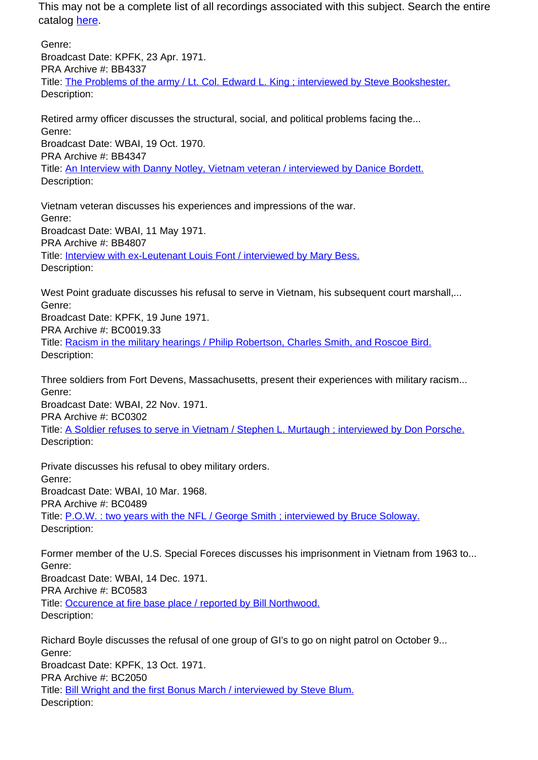This may not be a complete list of all recordings associated with this subject. Search the entire catalog here.

Genre:
Broadcast Date: KPFK, 23 Apr. 1971.
PRA Archive #: BB4337
Title: The Problems of the army / Lt. Col. Edward L. King ; interviewed by Steve Bookshester.
Description:

Retired army officer discusses the structural, social, and political problems facing the...
Genre:
Broadcast Date: WBAI, 19 Oct. 1970.
PRA Archive #: BB4347
Title: An Interview with Danny Notley, Vietnam veteran / interviewed by Danice Bordett.
Description:

Vietnam veteran discusses his experiences and impressions of the war.
Genre:
Broadcast Date: WBAI, 11 May 1971.
PRA Archive #: BB4807
Title: Interview with ex-Leutenant Louis Font / interviewed by Mary Bess.
Description:

West Point graduate discusses his refusal to serve in Vietnam, his subsequent court marshall,...
Genre:
Broadcast Date: KPFK, 19 June 1971.
PRA Archive #: BC0019.33
Title: Racism in the military hearings / Philip Robertson, Charles Smith, and Roscoe Bird.
Description:

Three soldiers from Fort Devens, Massachusetts, present their experiences with military racism...
Genre:
Broadcast Date: WBAI, 22 Nov. 1971.
PRA Archive #: BC0302
Title: A Soldier refuses to serve in Vietnam / Stephen L. Murtaugh ; interviewed by Don Porsche.
Description:

Private discusses his refusal to obey military orders.
Genre:
Broadcast Date: WBAI, 10 Mar. 1968.
PRA Archive #: BC0489
Title: P.O.W. : two years with the NFL / George Smith ; interviewed by Bruce Soloway.
Description:

Former member of the U.S. Special Foreces discusses his imprisonment in Vietnam from 1963 to...
Genre:
Broadcast Date: WBAI, 14 Dec. 1971.
PRA Archive #: BC0583
Title: Occurence at fire base place / reported by Bill Northwood.
Description:

Richard Boyle discusses the refusal of one group of GI's to go on night patrol on October 9...
Genre:
Broadcast Date: KPFK, 13 Oct. 1971.
PRA Archive #: BC2050
Title: Bill Wright and the first Bonus March / interviewed by Steve Blum.
Description: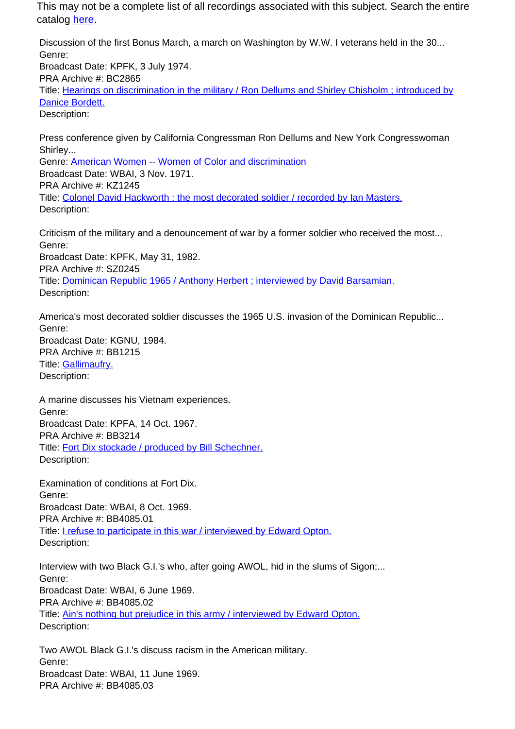This may not be a complete list of all recordings associated with this subject. Search the entire catalog [here](#).

Discussion of the first Bonus March, a march on Washington by W.W. I veterans held in the 30...
Genre:
Broadcast Date: KPFK, 3 July 1974.
PRA Archive #: BC2865
Title: [Hearings on discrimination in the military / Ron Dellums and Shirley Chisholm ; introduced by Danice Bordett.](#)
Description:

Press conference given by California Congressman Ron Dellums and New York Congresswoman Shirley...
Genre: [American Women -- Women of Color and discrimination](#)
Broadcast Date: WBAI, 3 Nov. 1971.
PRA Archive #: KZ1245
Title: [Colonel David Hackworth : the most decorated soldier / recorded by Ian Masters.](#)
Description:

Criticism of the military and a denouncement of war by a former soldier who received the most...
Genre:
Broadcast Date: KPFK, May 31, 1982.
PRA Archive #: SZ0245
Title: [Dominican Republic 1965 / Anthony Herbert ; interviewed by David Barsamian.](#)
Description:

America's most decorated soldier discusses the 1965 U.S. invasion of the Dominican Republic...
Genre:
Broadcast Date: KGNU, 1984.
PRA Archive #: BB1215
Title: [Gallimaufry.](#)
Description:

A marine discusses his Vietnam experiences.
Genre:
Broadcast Date: KPFA, 14 Oct. 1967.
PRA Archive #: BB3214
Title: [Fort Dix stockade / produced by Bill Schechner.](#)
Description:

Examination of conditions at Fort Dix.
Genre:
Broadcast Date: WBAI, 8 Oct. 1969.
PRA Archive #: BB4085.01
Title: [I refuse to participate in this war / interviewed by Edward Opton.](#)
Description:

Interview with two Black G.I.'s who, after going AWOL, hid in the slums of Sigon;...
Genre:
Broadcast Date: WBAI, 6 June 1969.
PRA Archive #: BB4085.02
Title: [Ain's nothing but prejudice in this army / interviewed by Edward Opton.](#)
Description:

Two AWOL Black G.I.'s discuss racism in the American military.
Genre:
Broadcast Date: WBAI, 11 June 1969.
PRA Archive #: BB4085.03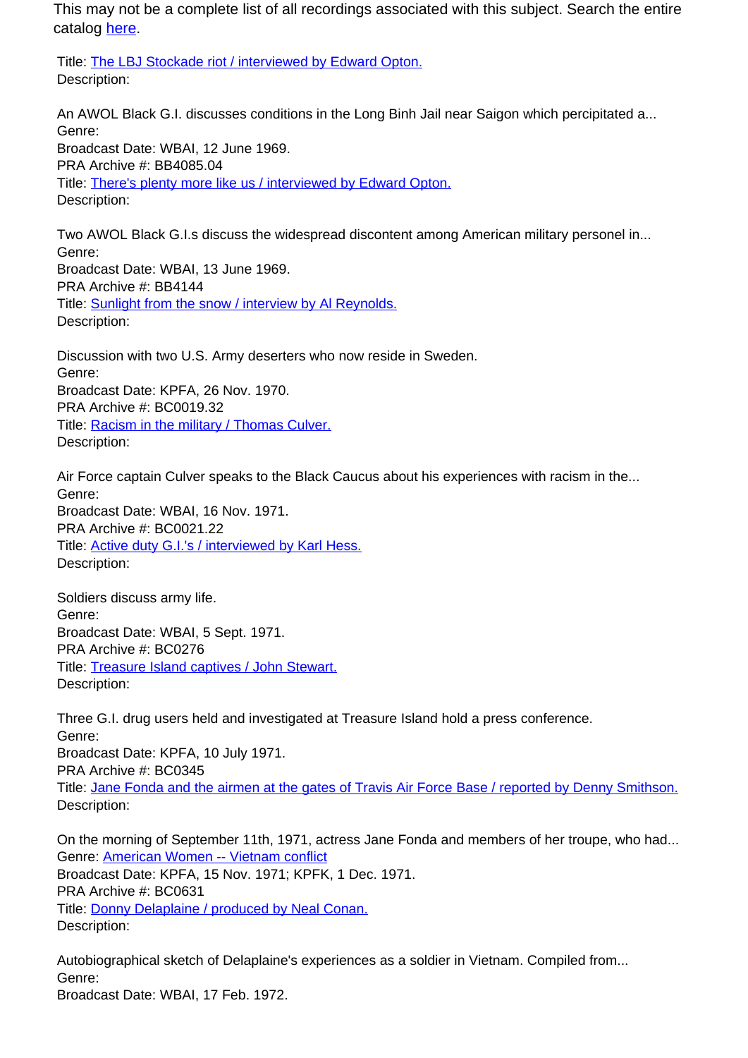This may not be a complete list of all recordings associated with this subject. Search the entire catalog here.

Title: The LBJ Stockade riot / interviewed by Edward Opton.
Description:

An AWOL Black G.I. discusses conditions in the Long Binh Jail near Saigon which percipitated a...
Genre:
Broadcast Date: WBAI, 12 June 1969.
PRA Archive #: BB4085.04
Title: There's plenty more like us / interviewed by Edward Opton.
Description:

Two AWOL Black G.I.s discuss the widespread discontent among American military personel in...
Genre:
Broadcast Date: WBAI, 13 June 1969.
PRA Archive #: BB4144
Title: Sunlight from the snow / interview by Al Reynolds.
Description:

Discussion with two U.S. Army deserters who now reside in Sweden.
Genre:
Broadcast Date: KPFA, 26 Nov. 1970.
PRA Archive #: BC0019.32
Title: Racism in the military / Thomas Culver.
Description:

Air Force captain Culver speaks to the Black Caucus about his experiences with racism in the...
Genre:
Broadcast Date: WBAI, 16 Nov. 1971.
PRA Archive #: BC0021.22
Title: Active duty G.I.'s / interviewed by Karl Hess.
Description:

Soldiers discuss army life.
Genre:
Broadcast Date: WBAI, 5 Sept. 1971.
PRA Archive #: BC0276
Title: Treasure Island captives / John Stewart.
Description:

Three G.I. drug users held and investigated at Treasure Island hold a press conference.
Genre:
Broadcast Date: KPFA, 10 July 1971.
PRA Archive #: BC0345
Title: Jane Fonda and the airmen at the gates of Travis Air Force Base / reported by Denny Smithson.
Description:

On the morning of September 11th, 1971, actress Jane Fonda and members of her troupe, who had...
Genre: American Women -- Vietnam conflict
Broadcast Date: KPFA, 15 Nov. 1971; KPFK, 1 Dec. 1971.
PRA Archive #: BC0631
Title: Donny Delaplaine / produced by Neal Conan.
Description:

Autobiographical sketch of Delaplaine's experiences as a soldier in Vietnam. Compiled from...
Genre:
Broadcast Date: WBAI, 17 Feb. 1972.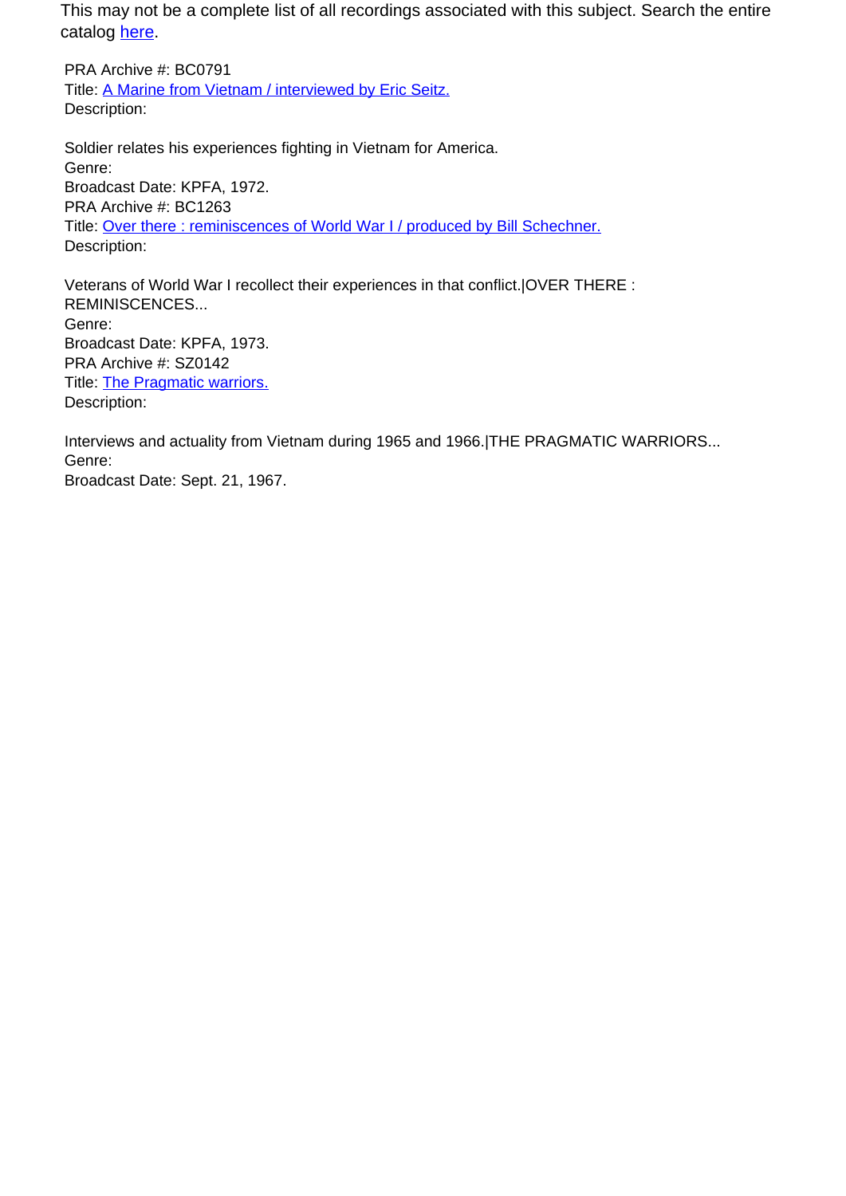This may not be a complete list of all recordings associated with this subject. Search the entire catalog here.

PRA Archive #: BC0791
Title: A Marine from Vietnam / interviewed by Eric Seitz.
Description:

Soldier relates his experiences fighting in Vietnam for America.
Genre:
Broadcast Date: KPFA, 1972.
PRA Archive #: BC1263
Title: Over there : reminiscences of World War I / produced by Bill Schechner.
Description:

Veterans of World War I recollect their experiences in that conflict.|OVER THERE : REMINISCENCES...
Genre:
Broadcast Date: KPFA, 1973.
PRA Archive #: SZ0142
Title: The Pragmatic warriors.
Description:

Interviews and actuality from Vietnam during 1965 and 1966.|THE PRAGMATIC WARRIORS...
Genre:
Broadcast Date: Sept. 21, 1967.